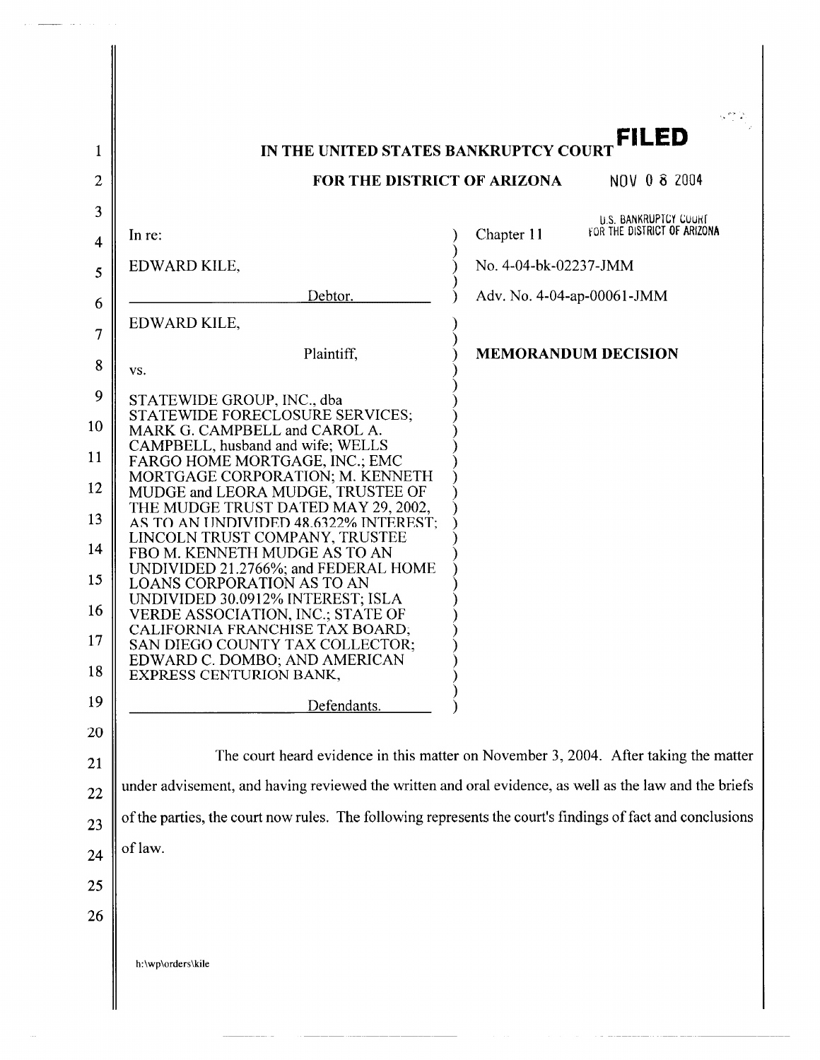# IN THE UNITED STATES BANKRUPTCY COURT

## FOR THE DISTRICT OF ARIZONA

**FILED**
NOV 08 2004
U.S. BANKRUPTCY COURT
FOR THE DISTRICT OF ARIZONA

| | | |
|---|---|---|
| In re: | ) | Chapter 11 |
| EDWARD KILE, | ) | No. 4-04-bk-02237-JMM |
| Debtor. | ) | Adv. No. 4-04-ap-00061-JMM |
| EDWARD KILE, | ) | |
| Plaintiff, | ) | **MEMORANDUM DECISION** |
| vs. | ) | |
| STATEWIDE GROUP, INC., dba STATEWIDE FORECLOSURE SERVICES; MARK G. CAMPBELL and CAROL A. CAMPBELL, husband and wife; WELLS FARGO HOME MORTGAGE, INC.; EMC MORTGAGE CORPORATION; M. KENNETH MUDGE and LEORA MUDGE, TRUSTEE OF THE MUDGE TRUST DATED MAY 29, 2002, AS TO AN UNDIVIDED 48.6322% INTEREST; LINCOLN TRUST COMPANY, TRUSTEE FBO M. KENNETH MUDGE AS TO AN UNDIVIDED 21.2766%; and FEDERAL HOME LOANS CORPORATION AS TO AN UNDIVIDED 30.0912% INTEREST; ISLA VERDE ASSOCIATION, INC.; STATE OF CALIFORNIA FRANCHISE TAX BOARD; SAN DIEGO COUNTY TAX COLLECTOR; EDWARD C. DOMBO; AND AMERICAN EXPRESS CENTURION BANK, | ) | |
| Defendants. | ) | |

The court heard evidence in this matter on November 3, 2004. After taking the matter under advisement, and having reviewed the written and oral evidence, as well as the law and the briefs of the parties, the court now rules. The following represents the court's findings of fact and conclusions of law.

h:\wp\orders\kile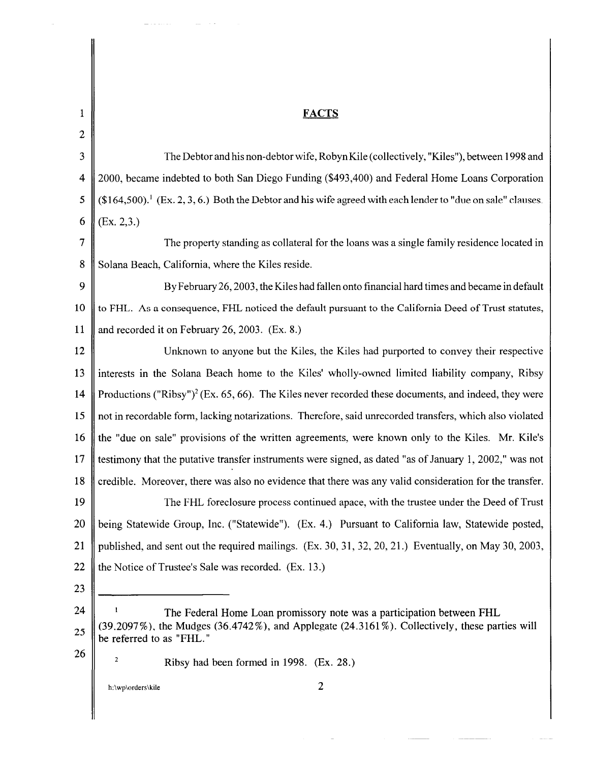## FACTS

The Debtor and his non-debtor wife, Robyn Kile (collectively, "Kiles"), between 1998 and 2000, became indebted to both San Diego Funding ($493,400) and Federal Home Loans Corporation ($164,500).[1] (Ex. 2, 3, 6.) Both the Debtor and his wife agreed with each lender to "due on sale" clauses. (Ex. 2,3.)

The property standing as collateral for the loans was a single family residence located in Solana Beach, California, where the Kiles reside.

By February 26, 2003, the Kiles had fallen onto financial hard times and became in default to FHL. As a consequence, FHL noticed the default pursuant to the California Deed of Trust statutes, and recorded it on February 26, 2003. (Ex. 8.)

Unknown to anyone but the Kiles, the Kiles had purported to convey their respective interests in the Solana Beach home to the Kiles' wholly-owned limited liability company, Ribsy Productions ("Ribsy")[2] (Ex. 65, 66). The Kiles never recorded these documents, and indeed, they were not in recordable form, lacking notarizations. Therefore, said unrecorded transfers, which also violated the "due on sale" provisions of the written agreements, were known only to the Kiles. Mr. Kile's testimony that the putative transfer instruments were signed, as dated "as of January 1, 2002," was not credible. Moreover, there was also no evidence that there was any valid consideration for the transfer.

The FHL foreclosure process continued apace, with the trustee under the Deed of Trust being Statewide Group, Inc. ("Statewide"). (Ex. 4.) Pursuant to California law, Statewide posted, published, and sent out the required mailings. (Ex. 30, 31, 32, 20, 21.) Eventually, on May 30, 2003, the Notice of Trustee's Sale was recorded. (Ex. 13.)

---

[1] The Federal Home Loan promissory note was a participation between FHL (39.2097%), the Mudges (36.4742%), and Applegate (24.3161%). Collectively, these parties will be referred to as "FHL."

[2] Ribsy had been formed in 1998. (Ex. 28.)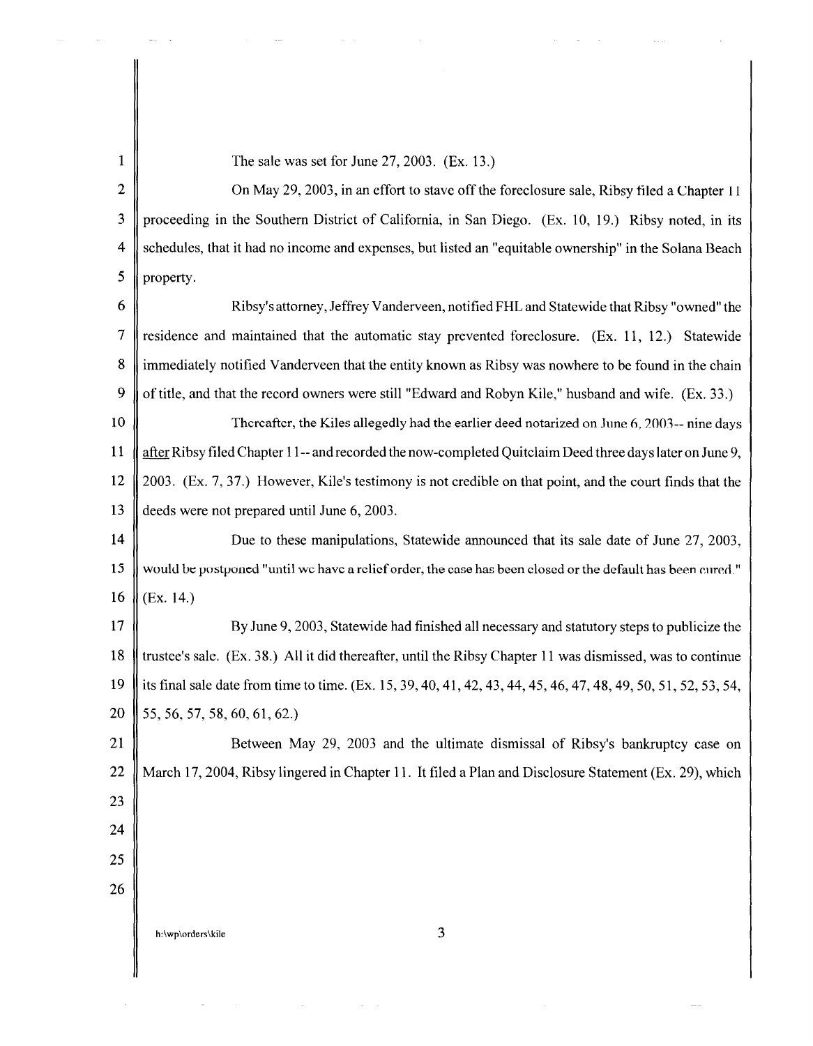The sale was set for June 27, 2003. (Ex. 13.)

On May 29, 2003, in an effort to stave off the foreclosure sale, Ribsy filed a Chapter 11 proceeding in the Southern District of California, in San Diego. (Ex. 10, 19.) Ribsy noted, in its schedules, that it had no income and expenses, but listed an "equitable ownership" in the Solana Beach property.

Ribsy's attorney, Jeffrey Vanderveen, notified FHL and Statewide that Ribsy "owned" the residence and maintained that the automatic stay prevented foreclosure. (Ex. 11, 12.) Statewide immediately notified Vanderveen that the entity known as Ribsy was nowhere to be found in the chain of title, and that the record owners were still "Edward and Robyn Kile," husband and wife. (Ex. 33.)

Thereafter, the Kiles allegedly had the earlier deed notarized on June 6, 2003-- nine days after Ribsy filed Chapter 11-- and recorded the now-completed Quitclaim Deed three days later on June 9, 2003. (Ex. 7, 37.) However, Kile's testimony is not credible on that point, and the court finds that the deeds were not prepared until June 6, 2003.

Due to these manipulations, Statewide announced that its sale date of June 27, 2003, would be postponed "until we have a relief order, the case has been closed or the default has been cured." (Ex. 14.)

By June 9, 2003, Statewide had finished all necessary and statutory steps to publicize the trustee's sale. (Ex. 38.) All it did thereafter, until the Ribsy Chapter 11 was dismissed, was to continue its final sale date from time to time. (Ex. 15, 39, 40, 41, 42, 43, 44, 45, 46, 47, 48, 49, 50, 51, 52, 53, 54, 55, 56, 57, 58, 60, 61, 62.)

Between May 29, 2003 and the ultimate dismissal of Ribsy's bankruptcy case on March 17, 2004, Ribsy lingered in Chapter 11. It filed a Plan and Disclosure Statement (Ex. 29), which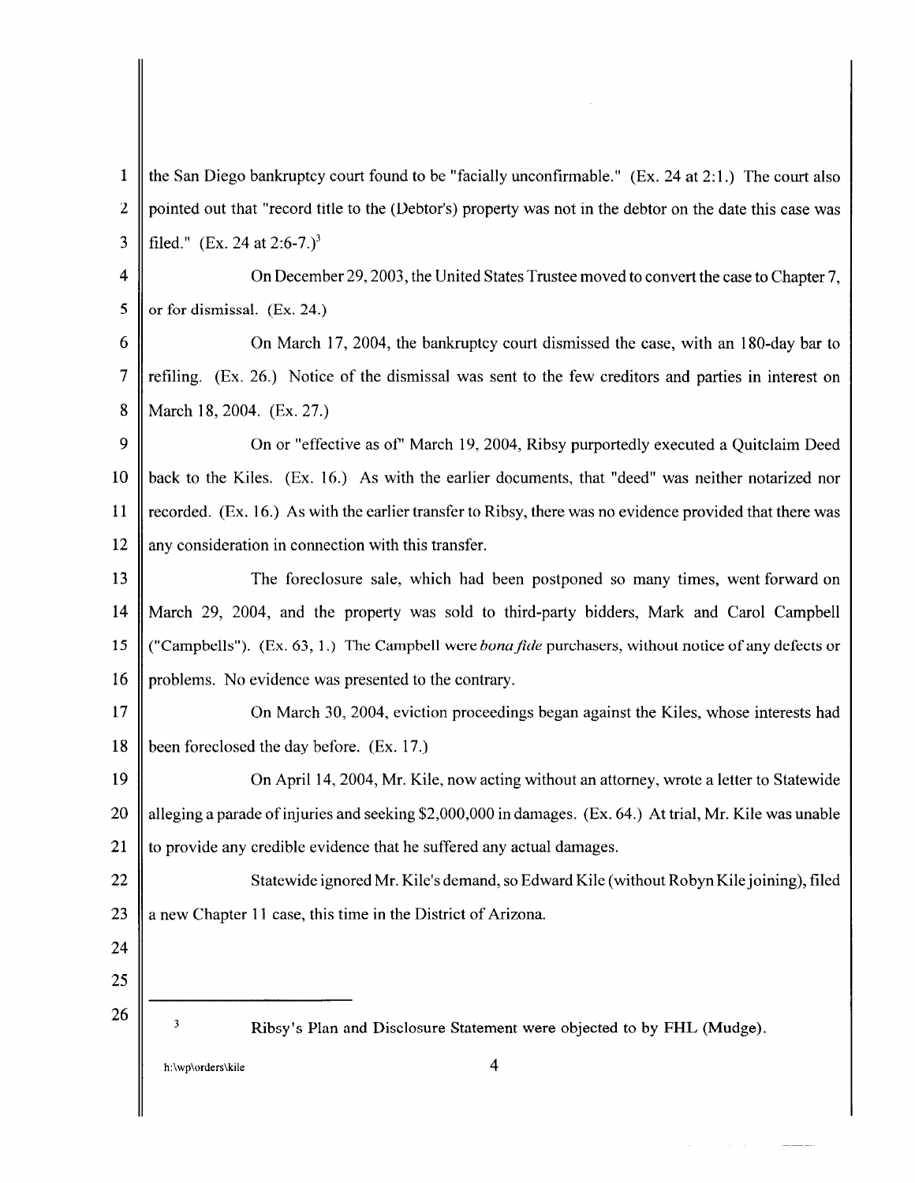the San Diego bankruptcy court found to be "facially unconfirmable." (Ex. 24 at 2:1.) The court also pointed out that "record title to the (Debtor's) property was not in the debtor on the date this case was filed." (Ex. 24 at 2:6-7.)[3]

On December 29, 2003, the United States Trustee moved to convert the case to Chapter 7, or for dismissal. (Ex. 24.)

On March 17, 2004, the bankruptcy court dismissed the case, with an 180-day bar to refiling. (Ex. 26.) Notice of the dismissal was sent to the few creditors and parties in interest on March 18, 2004. (Ex. 27.)

On or "effective as of" March 19, 2004, Ribsy purportedly executed a Quitclaim Deed back to the Kiles. (Ex. 16.) As with the earlier documents, that "deed" was neither notarized nor recorded. (Ex. 16.) As with the earlier transfer to Ribsy, there was no evidence provided that there was any consideration in connection with this transfer.

The foreclosure sale, which had been postponed so many times, went forward on March 29, 2004, and the property was sold to third-party bidders, Mark and Carol Campbell ("Campbells"). (Ex. 63, 1.) The Campbell were *bona fide* purchasers, without notice of any defects or problems. No evidence was presented to the contrary.

On March 30, 2004, eviction proceedings began against the Kiles, whose interests had been foreclosed the day before. (Ex. 17.)

On April 14, 2004, Mr. Kile, now acting without an attorney, wrote a letter to Statewide alleging a parade of injuries and seeking $2,000,000 in damages. (Ex. 64.) At trial, Mr. Kile was unable to provide any credible evidence that he suffered any actual damages.

Statewide ignored Mr. Kile's demand, so Edward Kile (without Robyn Kile joining), filed a new Chapter 11 case, this time in the District of Arizona.

---

[3] Ribsy's Plan and Disclosure Statement were objected to by FHL (Mudge).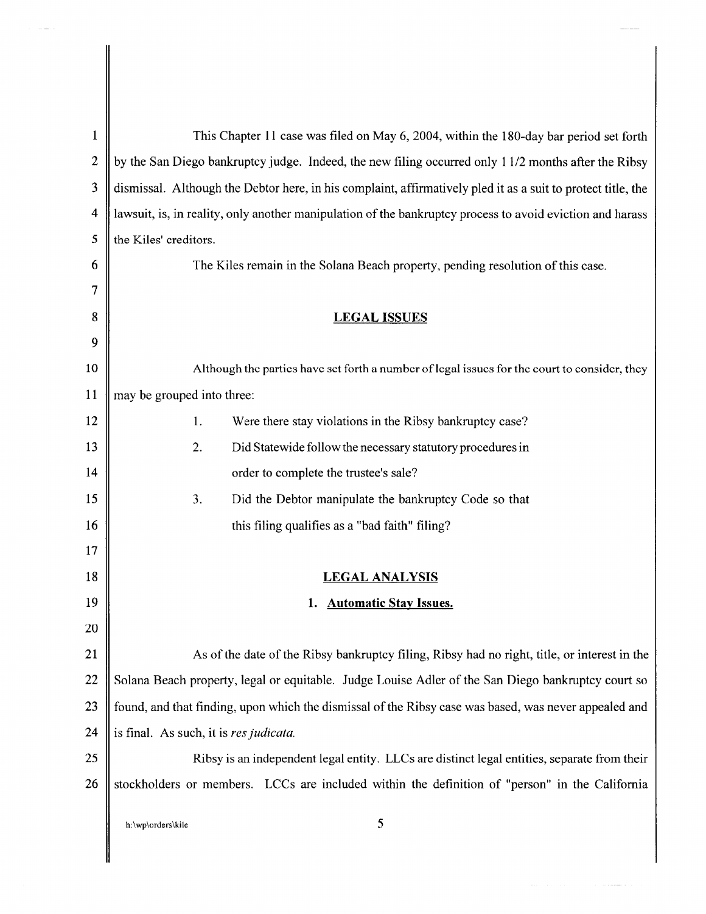This Chapter 11 case was filed on May 6, 2004, within the 180-day bar period set forth by the San Diego bankruptcy judge. Indeed, the new filing occurred only 1 1/2 months after the Ribsy dismissal. Although the Debtor here, in his complaint, affirmatively pled it as a suit to protect title, the lawsuit, is, in reality, only another manipulation of the bankruptcy process to avoid eviction and harass the Kiles' creditors.

The Kiles remain in the Solana Beach property, pending resolution of this case.

## LEGAL ISSUES

Although the parties have set forth a number of legal issues for the court to consider, they may be grouped into three:

1. Were there stay violations in the Ribsy bankruptcy case?
2. Did Statewide follow the necessary statutory procedures in order to complete the trustee's sale?
3. Did the Debtor manipulate the bankruptcy Code so that this filing qualifies as a "bad faith" filing?

## LEGAL ANALYSIS

### 1. Automatic Stay Issues.

As of the date of the Ribsy bankruptcy filing, Ribsy had no right, title, or interest in the Solana Beach property, legal or equitable. Judge Louise Adler of the San Diego bankruptcy court so found, and that finding, upon which the dismissal of the Ribsy case was based, was never appealed and is final. As such, it is *res judicata.*

Ribsy is an independent legal entity. LLCs are distinct legal entities, separate from their stockholders or members. LCCs are included within the definition of "person" in the California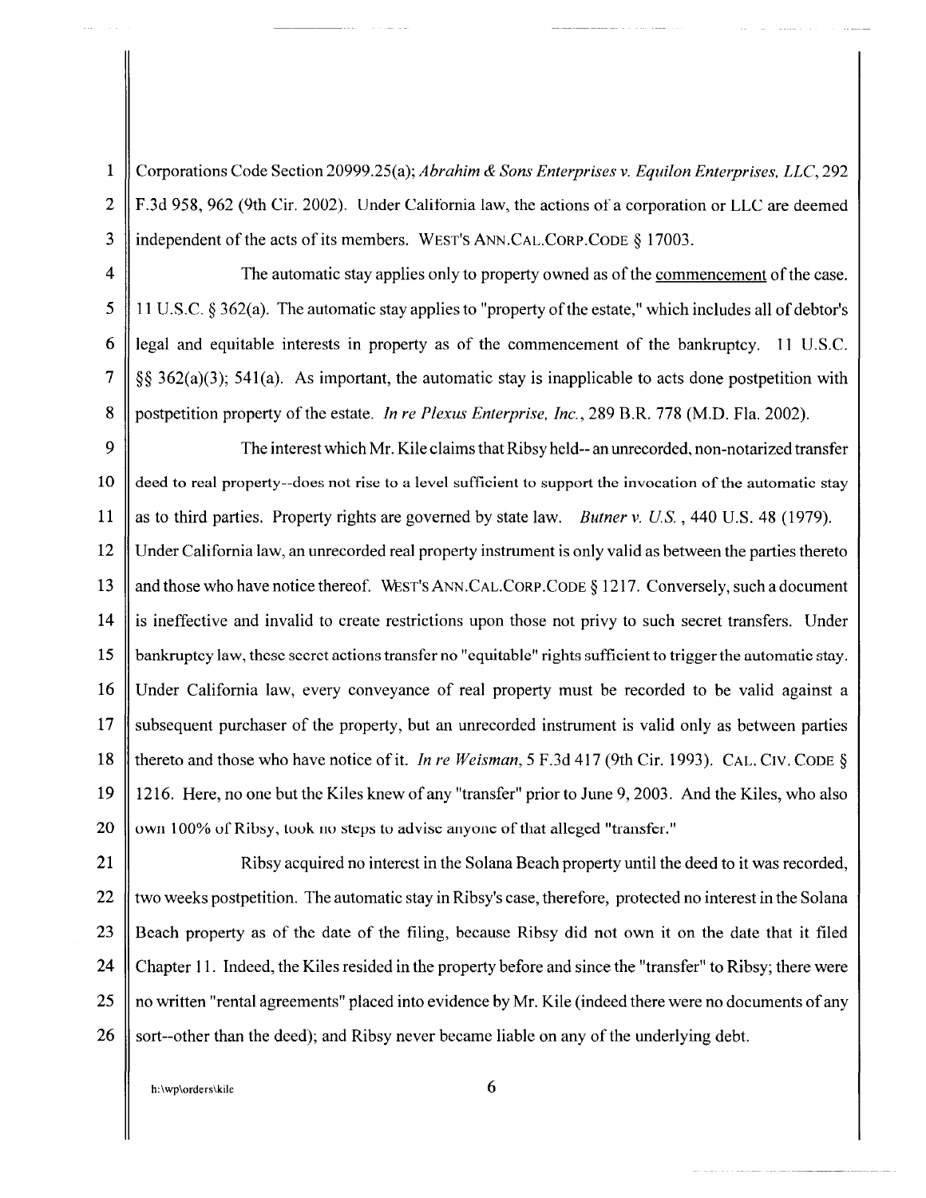Corporations Code Section 20999.25(a); *Abrahim & Sons Enterprises v. Equilon Enterprises, LLC*, 292 F.3d 958, 962 (9th Cir. 2002). Under California law, the actions of a corporation or LLC are deemed independent of the acts of its members. WEST'S ANN.CAL.CORP.CODE § 17003.

The automatic stay applies only to property owned as of the <u>commencement</u> of the case. 11 U.S.C. § 362(a). The automatic stay applies to "property of the estate," which includes all of debtor's legal and equitable interests in property as of the commencement of the bankruptcy. 11 U.S.C. §§ 362(a)(3); 541(a). As important, the automatic stay is inapplicable to acts done postpetition with postpetition property of the estate. *In re Plexus Enterprise, Inc.*, 289 B.R. 778 (M.D. Fla. 2002).

The interest which Mr. Kile claims that Ribsy held-- an unrecorded, non-notarized transfer deed to real property--does not rise to a level sufficient to support the invocation of the automatic stay as to third parties. Property rights are governed by state law. *Butner v. U.S.*, 440 U.S. 48 (1979). Under California law, an unrecorded real property instrument is only valid as between the parties thereto and those who have notice thereof. WEST'S ANN.CAL.CORP.CODE § 1217. Conversely, such a document is ineffective and invalid to create restrictions upon those not privy to such secret transfers. Under bankruptcy law, these secret actions transfer no "equitable" rights sufficient to trigger the automatic stay. Under California law, every conveyance of real property must be recorded to be valid against a subsequent purchaser of the property, but an unrecorded instrument is valid only as between parties thereto and those who have notice of it. *In re Weisman*, 5 F.3d 417 (9th Cir. 1993). CAL. CIV. CODE § 1216. Here, no one but the Kiles knew of any "transfer" prior to June 9, 2003. And the Kiles, who also own 100% of Ribsy, took no steps to advise anyone of that alleged "transfer."

Ribsy acquired no interest in the Solana Beach property until the deed to it was recorded, two weeks postpetition. The automatic stay in Ribsy's case, therefore, protected no interest in the Solana Beach property as of the date of the filing, because Ribsy did not own it on the date that it filed Chapter 11. Indeed, the Kiles resided in the property before and since the "transfer" to Ribsy; there were no written "rental agreements" placed into evidence by Mr. Kile (indeed there were no documents of any sort--other than the deed); and Ribsy never became liable on any of the underlying debt.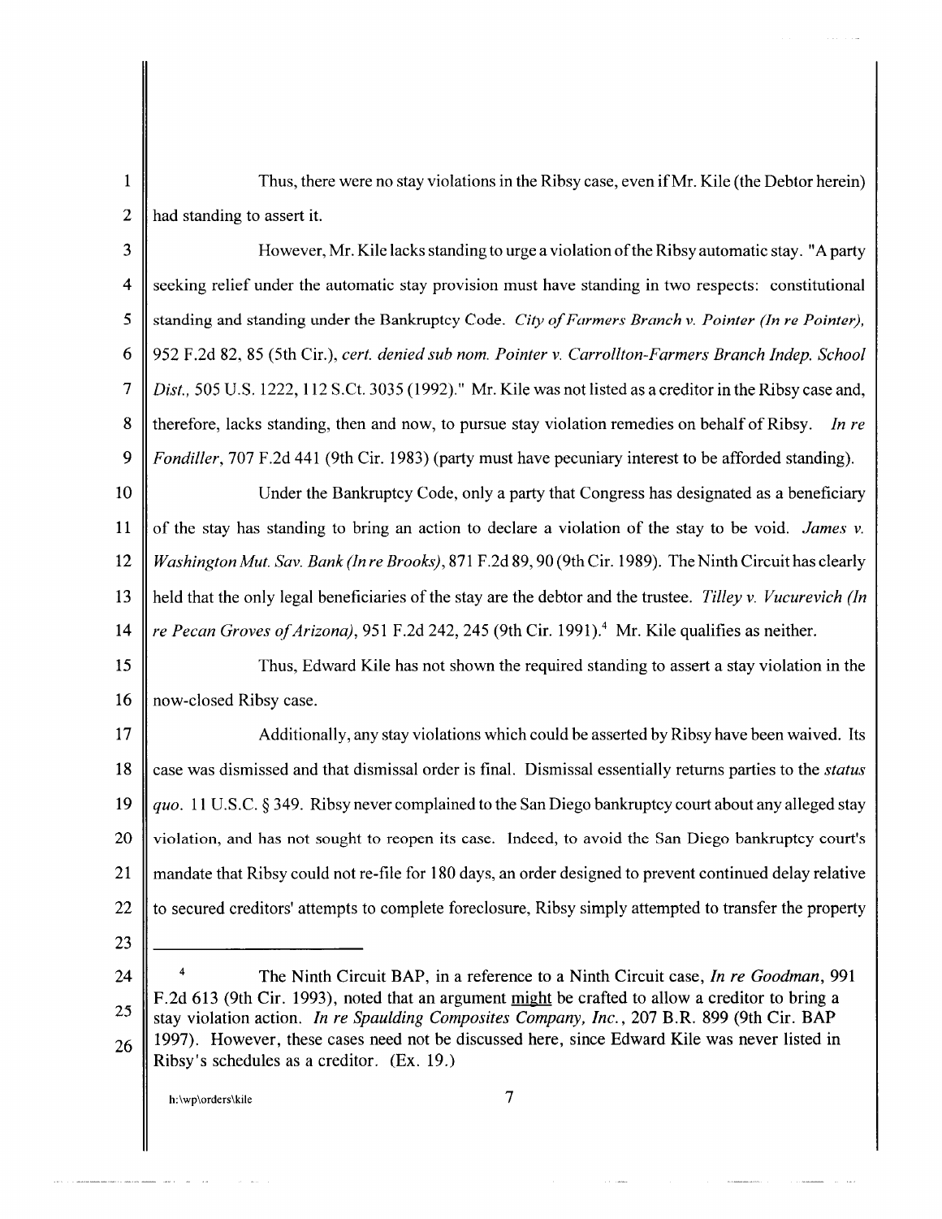Thus, there were no stay violations in the Ribsy case, even if Mr. Kile (the Debtor herein) had standing to assert it.

However, Mr. Kile lacks standing to urge a violation of the Ribsy automatic stay. "A party seeking relief under the automatic stay provision must have standing in two respects: constitutional standing and standing under the Bankruptcy Code. *City of Farmers Branch v. Pointer (In re Pointer)*, 952 F.2d 82, 85 (5th Cir.), *cert. denied sub nom. Pointer v. Carrollton-Farmers Branch Indep. School Dist.*, 505 U.S. 1222, 112 S.Ct. 3035 (1992)." Mr. Kile was not listed as a creditor in the Ribsy case and, therefore, lacks standing, then and now, to pursue stay violation remedies on behalf of Ribsy. *In re Fondiller*, 707 F.2d 441 (9th Cir. 1983) (party must have pecuniary interest to be afforded standing).

Under the Bankruptcy Code, only a party that Congress has designated as a beneficiary of the stay has standing to bring an action to declare a violation of the stay to be void. *James v. Washington Mut. Sav. Bank (In re Brooks)*, 871 F.2d 89, 90 (9th Cir. 1989). The Ninth Circuit has clearly held that the only legal beneficiaries of the stay are the debtor and the trustee. *Tilley v. Vucurevich (In re Pecan Groves of Arizona)*, 951 F.2d 242, 245 (9th Cir. 1991).[4] Mr. Kile qualifies as neither.

Thus, Edward Kile has not shown the required standing to assert a stay violation in the now-closed Ribsy case.

Additionally, any stay violations which could be asserted by Ribsy have been waived. Its case was dismissed and that dismissal order is final. Dismissal essentially returns parties to the *status quo*. 11 U.S.C. § 349. Ribsy never complained to the San Diego bankruptcy court about any alleged stay violation, and has not sought to reopen its case. Indeed, to avoid the San Diego bankruptcy court's mandate that Ribsy could not re-file for 180 days, an order designed to prevent continued delay relative to secured creditors' attempts to complete foreclosure, Ribsy simply attempted to transfer the property

---

[4] The Ninth Circuit BAP, in a reference to a Ninth Circuit case, *In re Goodman*, 991 F.2d 613 (9th Cir. 1993), noted that an argument might be crafted to allow a creditor to bring a stay violation action. *In re Spaulding Composites Company, Inc.*, 207 B.R. 899 (9th Cir. BAP 1997). However, these cases need not be discussed here, since Edward Kile was never listed in Ribsy's schedules as a creditor. (Ex. 19.)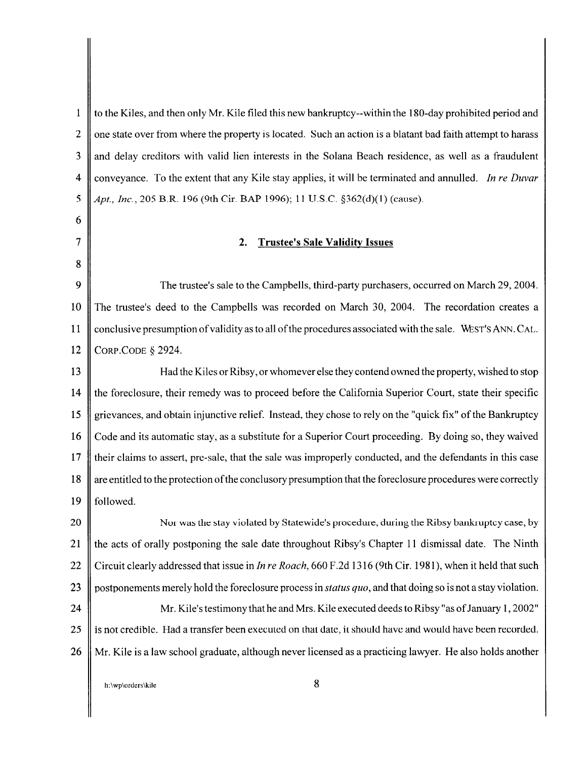to the Kiles, and then only Mr. Kile filed this new bankruptcy--within the 180-day prohibited period and one state over from where the property is located. Such an action is a blatant bad faith attempt to harass and delay creditors with valid lien interests in the Solana Beach residence, as well as a fraudulent conveyance. To the extent that any Kile stay applies, it will be terminated and annulled. *In re Duvar Apt., Inc.*, 205 B.R. 196 (9th Cir. BAP 1996); 11 U.S.C. §362(d)(1) (cause).

## 2. Trustee's Sale Validity Issues

The trustee's sale to the Campbells, third-party purchasers, occurred on March 29, 2004. The trustee's deed to the Campbells was recorded on March 30, 2004. The recordation creates a conclusive presumption of validity as to all of the procedures associated with the sale. WEST'S ANN. CAL. CORP.CODE § 2924.

Had the Kiles or Ribsy, or whomever else they contend owned the property, wished to stop the foreclosure, their remedy was to proceed before the California Superior Court, state their specific grievances, and obtain injunctive relief. Instead, they chose to rely on the "quick fix" of the Bankruptcy Code and its automatic stay, as a substitute for a Superior Court proceeding. By doing so, they waived their claims to assert, pre-sale, that the sale was improperly conducted, and the defendants in this case are entitled to the protection of the conclusory presumption that the foreclosure procedures were correctly followed.

Nor was the stay violated by Statewide's procedure, during the Ribsy bankruptcy case, by the acts of orally postponing the sale date throughout Ribsy's Chapter 11 dismissal date. The Ninth Circuit clearly addressed that issue in *In re Roach*, 660 F.2d 1316 (9th Cir. 1981), when it held that such postponements merely hold the foreclosure process in *status quo*, and that doing so is not a stay violation.

Mr. Kile's testimony that he and Mrs. Kile executed deeds to Ribsy "as of January 1, 2002" is not credible. Had a transfer been executed on that date, it should have and would have been recorded. Mr. Kile is a law school graduate, although never licensed as a practicing lawyer. He also holds another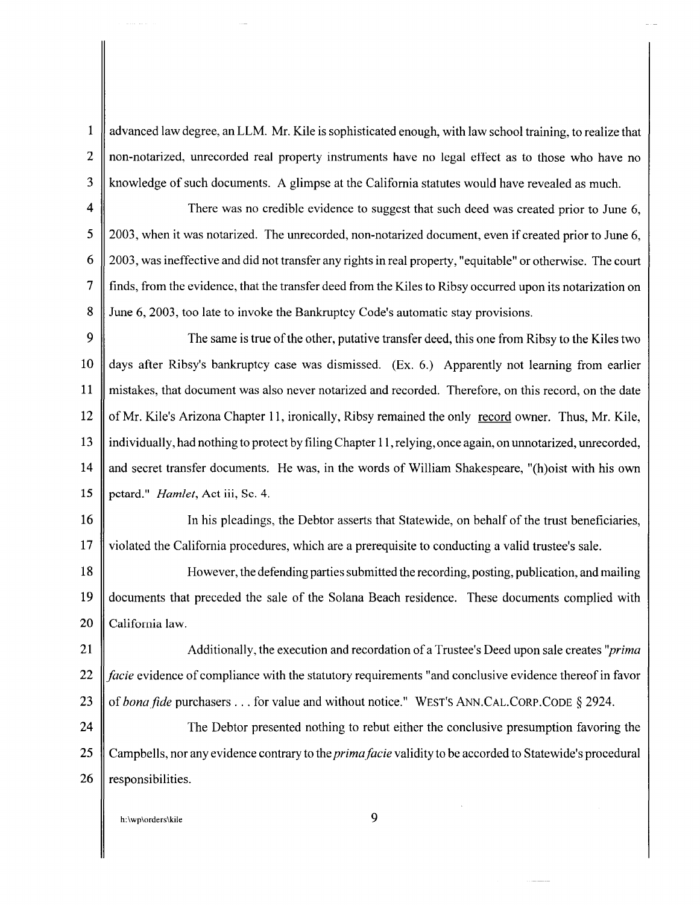advanced law degree, an LLM. Mr. Kile is sophisticated enough, with law school training, to realize that non-notarized, unrecorded real property instruments have no legal effect as to those who have no knowledge of such documents. A glimpse at the California statutes would have revealed as much.

There was no credible evidence to suggest that such deed was created prior to June 6, 2003, when it was notarized. The unrecorded, non-notarized document, even if created prior to June 6, 2003, was ineffective and did not transfer any rights in real property, "equitable" or otherwise. The court finds, from the evidence, that the transfer deed from the Kiles to Ribsy occurred upon its notarization on June 6, 2003, too late to invoke the Bankruptcy Code's automatic stay provisions.

The same is true of the other, putative transfer deed, this one from Ribsy to the Kiles two days after Ribsy's bankruptcy case was dismissed. (Ex. 6.) Apparently not learning from earlier mistakes, that document was also never notarized and recorded. Therefore, on this record, on the date of Mr. Kile's Arizona Chapter 11, ironically, Ribsy remained the only <u>record</u> owner. Thus, Mr. Kile, individually, had nothing to protect by filing Chapter 11, relying, once again, on unnotarized, unrecorded, and secret transfer documents. He was, in the words of William Shakespeare, "(h)oist with his own petard." *Hamlet*, Act iii, Sc. 4.

In his pleadings, the Debtor asserts that Statewide, on behalf of the trust beneficiaries, violated the California procedures, which are a prerequisite to conducting a valid trustee's sale.

However, the defending parties submitted the recording, posting, publication, and mailing documents that preceded the sale of the Solana Beach residence. These documents complied with California law.

Additionally, the execution and recordation of a Trustee's Deed upon sale creates "*prima facie* evidence of compliance with the statutory requirements "and conclusive evidence thereof in favor of *bona fide* purchasers . . . for value and without notice." WEST'S ANN.CAL.CORP.CODE § 2924.

The Debtor presented nothing to rebut either the conclusive presumption favoring the Campbells, nor any evidence contrary to the *prima facie* validity to be accorded to Statewide's procedural responsibilities.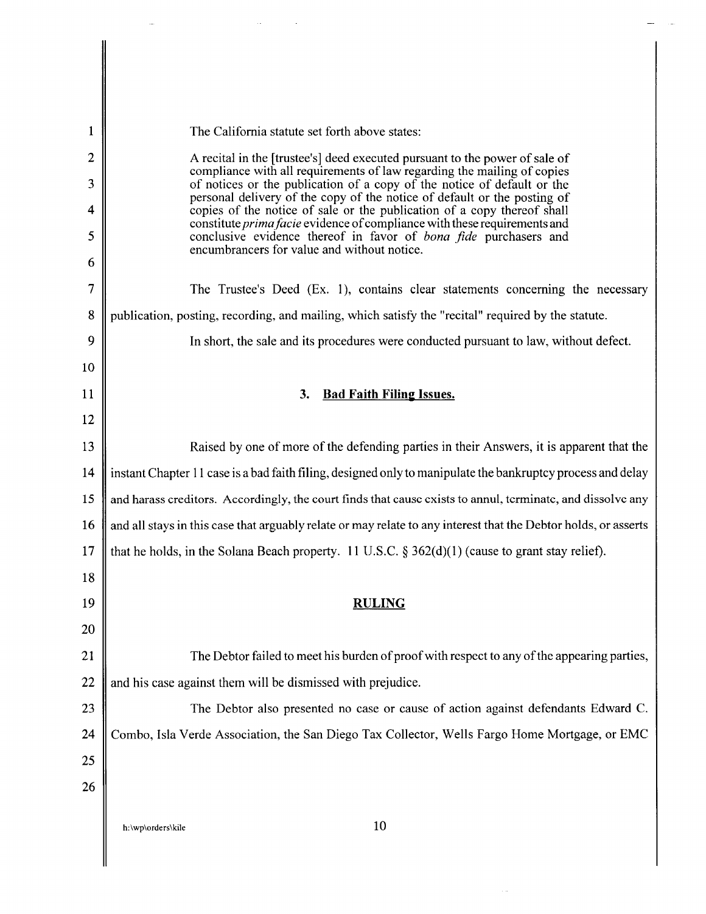The California statute set forth above states:

> A recital in the [trustee's] deed executed pursuant to the power of sale of compliance with all requirements of law regarding the mailing of copies of notices or the publication of a copy of the notice of default or the personal delivery of the copy of the notice of default or the posting of copies of the notice of sale or the publication of a copy thereof shall constitute *prima facie* evidence of compliance with these requirements and conclusive evidence thereof in favor of *bona fide* purchasers and encumbrancers for value and without notice.

The Trustee's Deed (Ex. 1), contains clear statements concerning the necessary publication, posting, recording, and mailing, which satisfy the "recital" required by the statute.

In short, the sale and its procedures were conducted pursuant to law, without defect.

### 3. Bad Faith Filing Issues.

Raised by one of more of the defending parties in their Answers, it is apparent that the instant Chapter 11 case is a bad faith filing, designed only to manipulate the bankruptcy process and delay and harass creditors. Accordingly, the court finds that cause exists to annul, terminate, and dissolve any and all stays in this case that arguably relate or may relate to any interest that the Debtor holds, or asserts that he holds, in the Solana Beach property. 11 U.S.C. § 362(d)(1) (cause to grant stay relief).

## RULING

The Debtor failed to meet his burden of proof with respect to any of the appearing parties, and his case against them will be dismissed with prejudice.

The Debtor also presented no case or cause of action against defendants Edward C. Combo, Isla Verde Association, the San Diego Tax Collector, Wells Fargo Home Mortgage, or EMC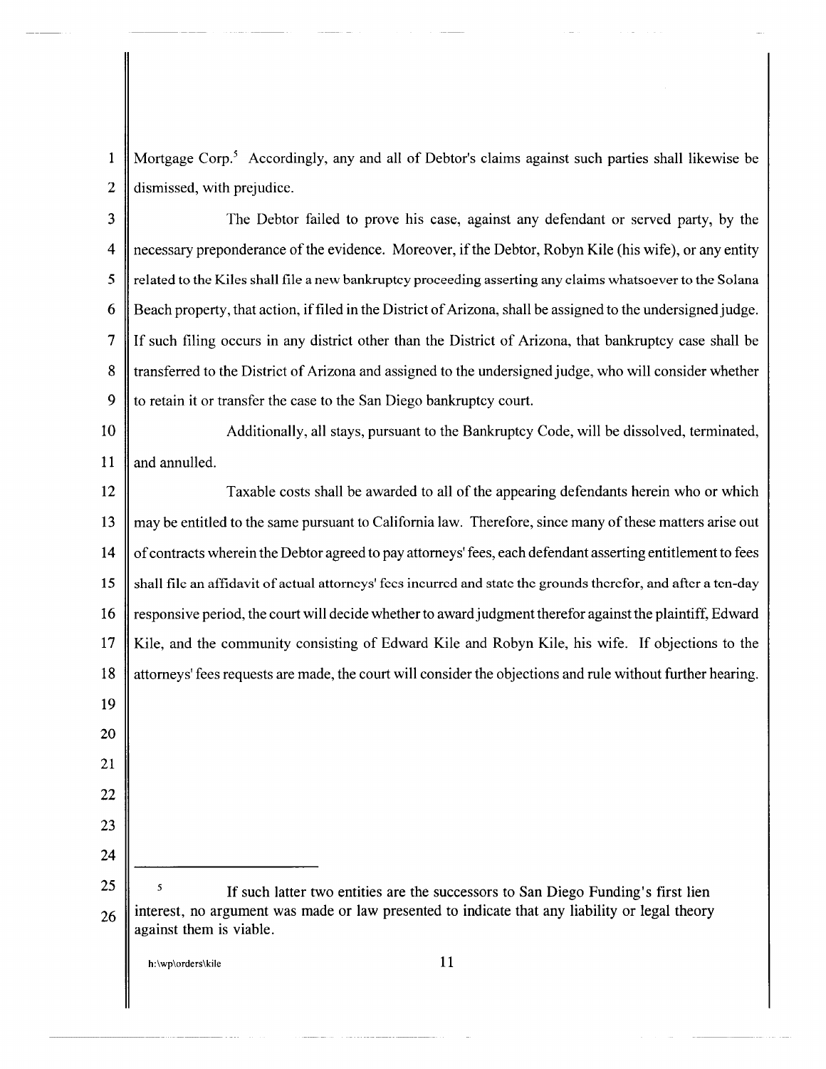Mortgage Corp.[5] Accordingly, any and all of Debtor's claims against such parties shall likewise be dismissed, with prejudice.

The Debtor failed to prove his case, against any defendant or served party, by the necessary preponderance of the evidence. Moreover, if the Debtor, Robyn Kile (his wife), or any entity related to the Kiles shall file a new bankruptcy proceeding asserting any claims whatsoever to the Solana Beach property, that action, if filed in the District of Arizona, shall be assigned to the undersigned judge. If such filing occurs in any district other than the District of Arizona, that bankruptcy case shall be transferred to the District of Arizona and assigned to the undersigned judge, who will consider whether to retain it or transfer the case to the San Diego bankruptcy court.

Additionally, all stays, pursuant to the Bankruptcy Code, will be dissolved, terminated, and annulled.

Taxable costs shall be awarded to all of the appearing defendants herein who or which may be entitled to the same pursuant to California law. Therefore, since many of these matters arise out of contracts wherein the Debtor agreed to pay attorneys' fees, each defendant asserting entitlement to fees shall file an affidavit of actual attorneys' fees incurred and state the grounds therefor, and after a ten-day responsive period, the court will decide whether to award judgment therefor against the plaintiff, Edward Kile, and the community consisting of Edward Kile and Robyn Kile, his wife. If objections to the attorneys' fees requests are made, the court will consider the objections and rule without further hearing.

---

[5] If such latter two entities are the successors to San Diego Funding's first lien interest, no argument was made or law presented to indicate that any liability or legal theory against them is viable.

h:\wp\orders\kile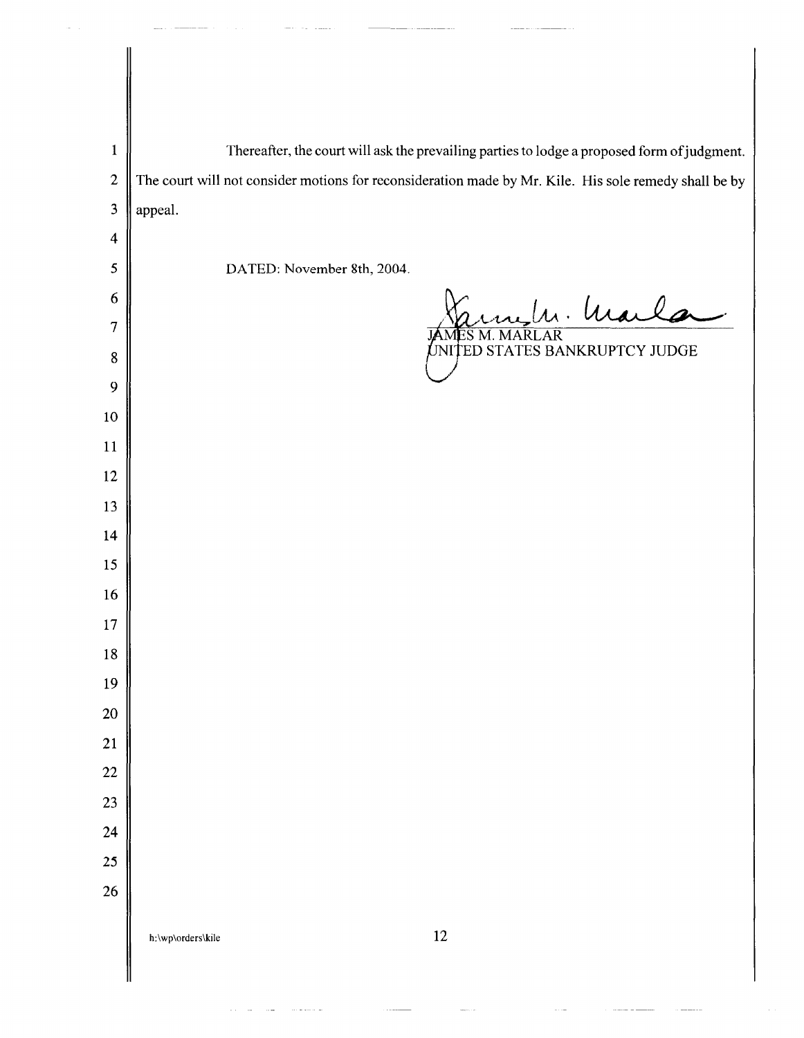Thereafter, the court will ask the prevailing parties to lodge a proposed form of judgment. The court will not consider motions for reconsideration made by Mr. Kile. His sole remedy shall be by appeal.

DATED: November 8th, 2004.

JAMES M. MARLAR
UNITED STATES BANKRUPTCY JUDGE

h:\wp\orders\kile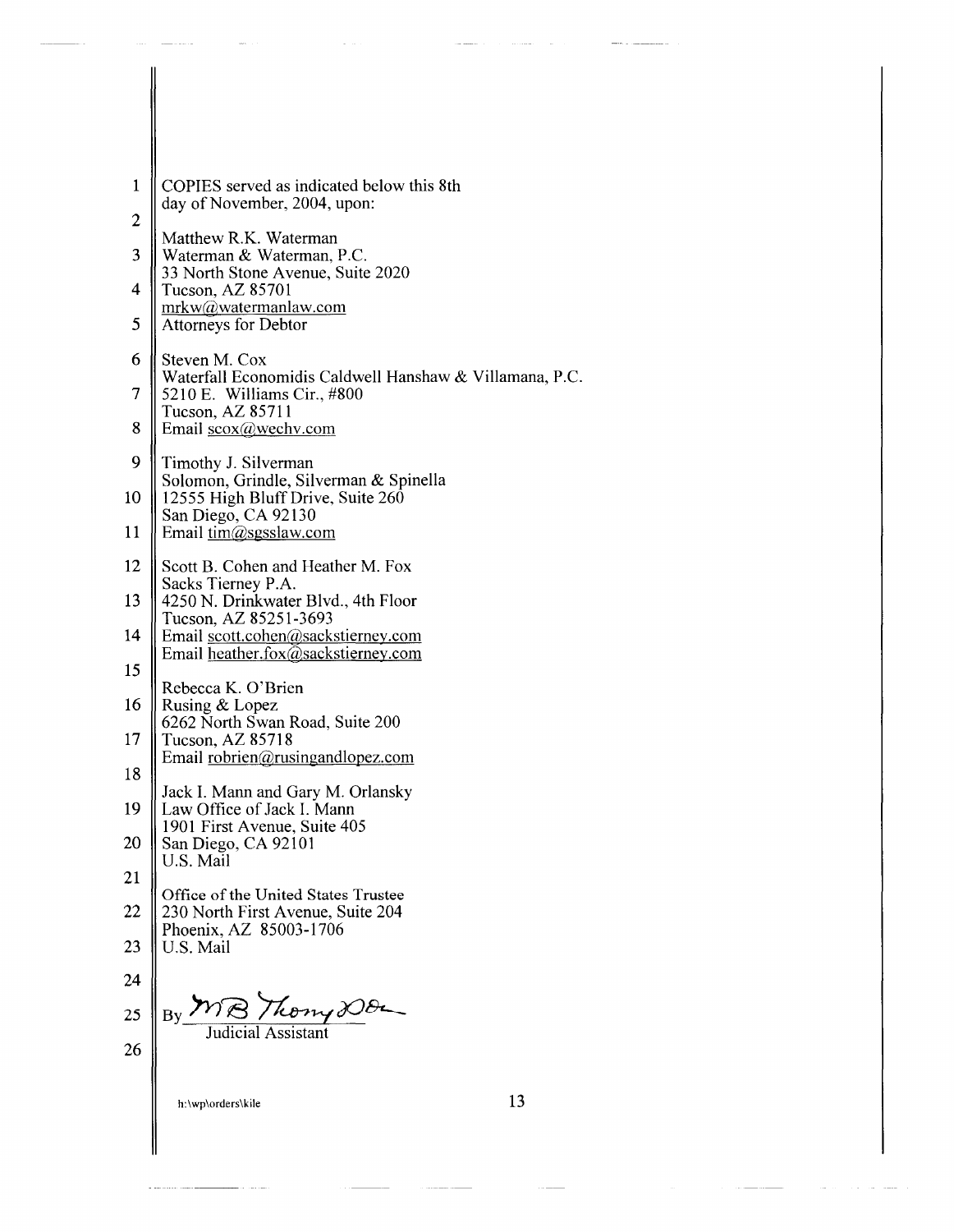COPIES served as indicated below this 8th
day of November, 2004, upon:

Matthew R.K. Waterman
Waterman & Waterman, P.C.
33 North Stone Avenue, Suite 2020
Tucson, AZ 85701
mrkw@watermanlaw.com
Attorneys for Debtor

Steven M. Cox
Waterfall Economidis Caldwell Hanshaw & Villamana, P.C.
5210 E. Williams Cir., #800
Tucson, AZ 85711
Email scox@wechv.com

Timothy J. Silverman
Solomon, Grindle, Silverman & Spinella
12555 High Bluff Drive, Suite 260
San Diego, CA 92130
Email tim@sgsslaw.com

Scott B. Cohen and Heather M. Fox
Sacks Tierney P.A.
4250 N. Drinkwater Blvd., 4th Floor
Tucson, AZ 85251-3693
Email scott.cohen@sackstierney.com
Email heather.fox@sackstierney.com

Rebecca K. O'Brien
Rusing & Lopez
6262 North Swan Road, Suite 200
Tucson, AZ 85718
Email robrien@rusingandlopez.com

Jack I. Mann and Gary M. Orlansky
Law Office of Jack I. Mann
1901 First Avenue, Suite 405
San Diego, CA 92101
U.S. Mail

Office of the United States Trustee
230 North First Avenue, Suite 204
Phoenix, AZ 85003-1706
U.S. Mail

By MB Thompson
Judicial Assistant

h:\wp\orders\kile